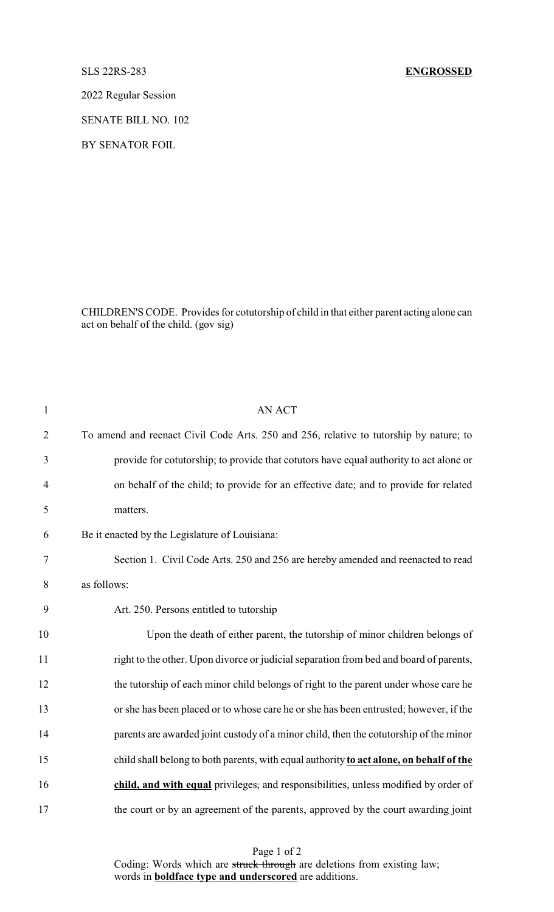SLS 22RS-283 **ENGROSSED**

2022 Regular Session

SENATE BILL NO. 102

BY SENATOR FOIL

CHILDREN'S CODE. Provides for cotutorship of child in that either parent acting alone can act on behalf of the child. (gov sig)

AN ACT

To amend and reenact Civil Code Arts. 250 and 256, relative to tutorship by nature; to provide for cotutorship; to provide that cotutors have equal authority to act alone or on behalf of the child; to provide for an effective date; and to provide for related matters.

Be it enacted by the Legislature of Louisiana:

Section 1. Civil Code Arts. 250 and 256 are hereby amended and reenacted to read as follows:

Art. 250. Persons entitled to tutorship

Upon the death of either parent, the tutorship of minor children belongs of right to the other. Upon divorce or judicial separation from bed and board of parents, the tutorship of each minor child belongs of right to the parent under whose care he or she has been placed or to whose care he or she has been entrusted; however, if the parents are awarded joint custody of a minor child, then the cotutorship of the minor child shall belong to both parents, with equal authority <u>**to act alone, on behalf of the child, and with equal**</u> privileges~~,~~ and responsibilities, unless modified by order of the court or by an agreement of the parents, approved by the court awarding joint

Coding: Words which are ~~struck through~~ are deletions from existing law; words in <u>**boldface type and underscored**</u> are additions.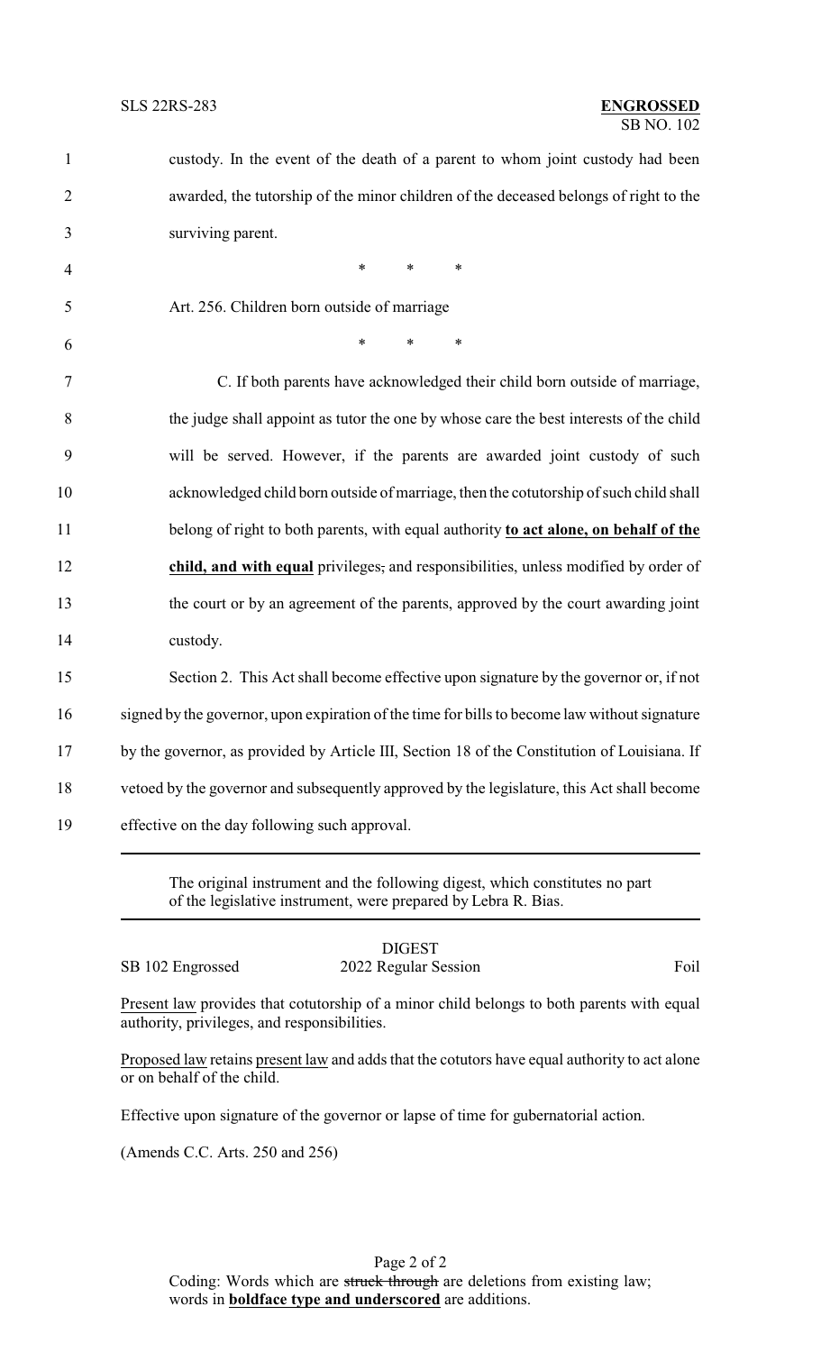custody. In the event of the death of a parent to whom joint custody had been awarded, the tutorship of the minor children of the deceased belongs of right to the surviving parent.

\* \* \*

Art. 256. Children born outside of marriage

\* \* \*

C. If both parents have acknowledged their child born outside of marriage, the judge shall appoint as tutor the one by whose care the best interests of the child will be served. However, if the parents are awarded joint custody of such acknowledged child born outside of marriage, then the cotutorship of such child shall belong of right to both parents, with equal authority **<u>to act alone, on behalf of the child, and with equal</u>** privileges~~,~~ and responsibilities, unless modified by order of the court or by an agreement of the parents, approved by the court awarding joint custody.

Section 2. This Act shall become effective upon signature by the governor or, if not signed by the governor, upon expiration of the time for bills to become law without signature by the governor, as provided by Article III, Section 18 of the Constitution of Louisiana. If vetoed by the governor and subsequently approved by the legislature, this Act shall become effective on the day following such approval.

---

The original instrument and the following digest, which constitutes no part of the legislative instrument, were prepared by Lebra R. Bias.

---

DIGEST

SB 102 Engrossed — 2022 Regular Session — Foil

<u>Present law</u> provides that cotutorship of a minor child belongs to both parents with equal authority, privileges, and responsibilities.

<u>Proposed law</u> retains <u>present law</u> and adds that the cotutors have equal authority to act alone or on behalf of the child.

Effective upon signature of the governor or lapse of time for gubernatorial action.

(Amends C.C. Arts. 250 and 256)

Coding: Words which are ~~struck through~~ are deletions from existing law; words in **<u>boldface type and underscored</u>** are additions.